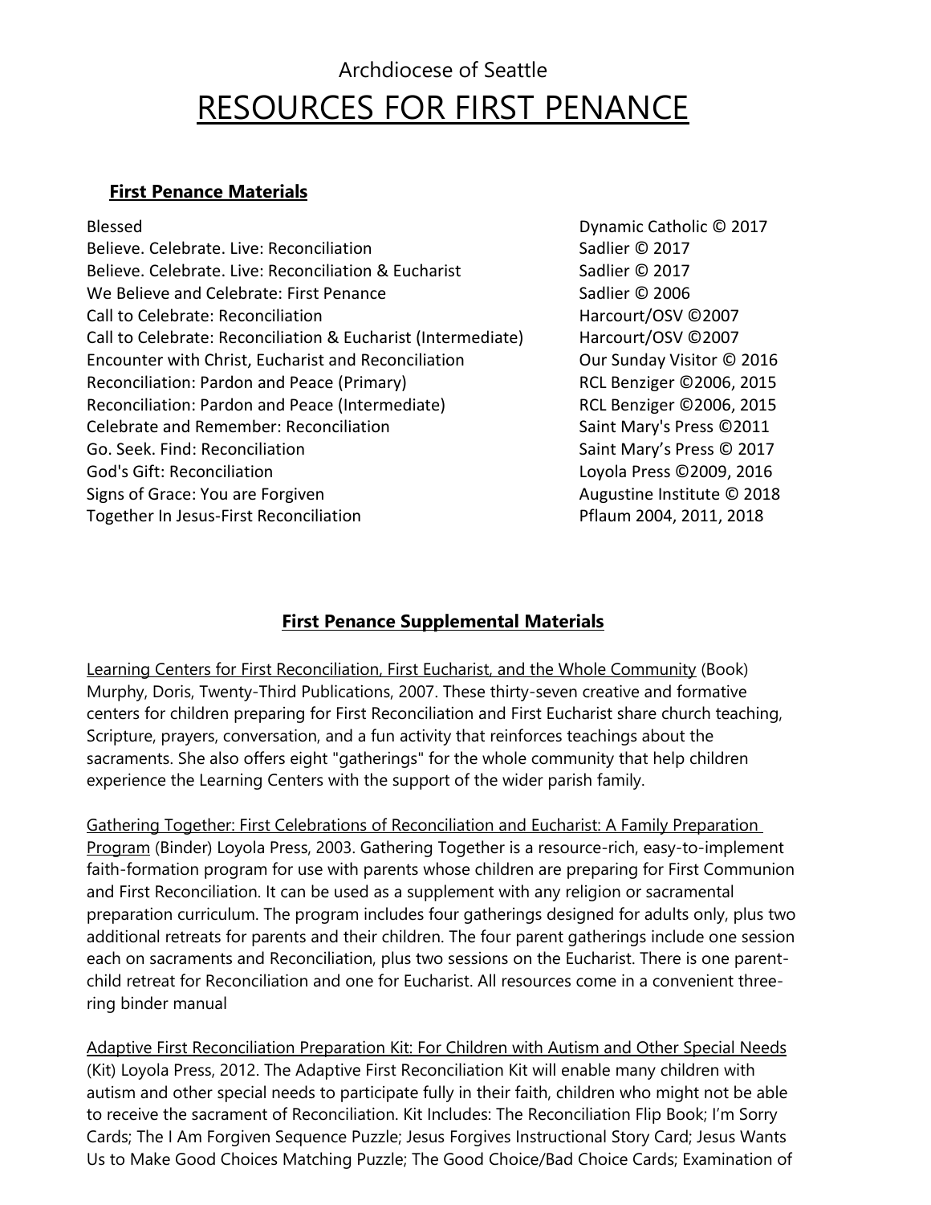Archdiocese of Seattle

# RESOURCES FOR FIRST PENANCE

## First Penance Materials

| Title | Publisher |
| --- | --- |
| Blessed | Dynamic Catholic © 2017 |
| Believe. Celebrate. Live: Reconciliation | Sadlier © 2017 |
| Believe. Celebrate. Live: Reconciliation & Eucharist | Sadlier © 2017 |
| We Believe and Celebrate: First Penance | Sadlier © 2006 |
| Call to Celebrate: Reconciliation | Harcourt/OSV ©2007 |
| Call to Celebrate: Reconciliation & Eucharist (Intermediate) | Harcourt/OSV ©2007 |
| Encounter with Christ, Eucharist and Reconciliation | Our Sunday Visitor © 2016 |
| Reconciliation: Pardon and Peace (Primary) | RCL Benziger ©2006, 2015 |
| Reconciliation: Pardon and Peace (Intermediate) | RCL Benziger ©2006, 2015 |
| Celebrate and Remember: Reconciliation | Saint Mary's Press ©2011 |
| Go. Seek. Find: Reconciliation | Saint Mary's Press © 2017 |
| God's Gift: Reconciliation | Loyola Press ©2009, 2016 |
| Signs of Grace: You are Forgiven | Augustine Institute © 2018 |
| Together In Jesus-First Reconciliation | Pflaum 2004, 2011, 2018 |

## First Penance Supplemental Materials

Learning Centers for First Reconciliation, First Eucharist, and the Whole Community (Book) Murphy, Doris, Twenty-Third Publications, 2007. These thirty-seven creative and formative centers for children preparing for First Reconciliation and First Eucharist share church teaching, Scripture, prayers, conversation, and a fun activity that reinforces teachings about the sacraments. She also offers eight "gatherings" for the whole community that help children experience the Learning Centers with the support of the wider parish family.

Gathering Together: First Celebrations of Reconciliation and Eucharist: A Family Preparation Program (Binder) Loyola Press, 2003. Gathering Together is a resource-rich, easy-to-implement faith-formation program for use with parents whose children are preparing for First Communion and First Reconciliation. It can be used as a supplement with any religion or sacramental preparation curriculum. The program includes four gatherings designed for adults only, plus two additional retreats for parents and their children. The four parent gatherings include one session each on sacraments and Reconciliation, plus two sessions on the Eucharist. There is one parent-child retreat for Reconciliation and one for Eucharist. All resources come in a convenient three-ring binder manual

Adaptive First Reconciliation Preparation Kit: For Children with Autism and Other Special Needs (Kit) Loyola Press, 2012. The Adaptive First Reconciliation Kit will enable many children with autism and other special needs to participate fully in their faith, children who might not be able to receive the sacrament of Reconciliation. Kit Includes: The Reconciliation Flip Book; I'm Sorry Cards; The I Am Forgiven Sequence Puzzle; Jesus Forgives Instructional Story Card; Jesus Wants Us to Make Good Choices Matching Puzzle; The Good Choice/Bad Choice Cards; Examination of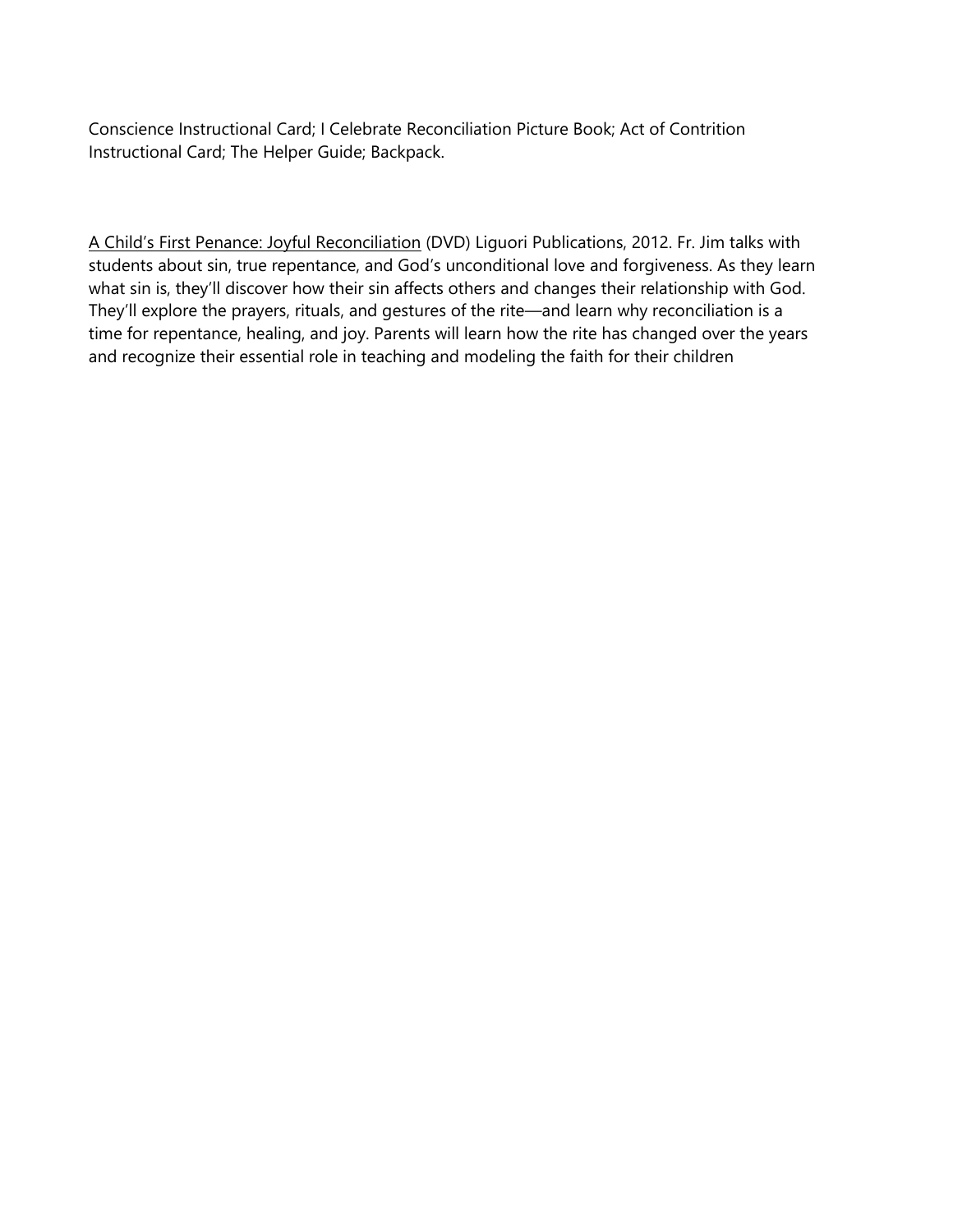Conscience Instructional Card; I Celebrate Reconciliation Picture Book; Act of Contrition Instructional Card; The Helper Guide; Backpack.

<u>A Child's First Penance: Joyful Reconciliation</u> (DVD) Liguori Publications, 2012. Fr. Jim talks with students about sin, true repentance, and God's unconditional love and forgiveness. As they learn what sin is, they'll discover how their sin affects others and changes their relationship with God. They'll explore the prayers, rituals, and gestures of the rite—and learn why reconciliation is a time for repentance, healing, and joy. Parents will learn how the rite has changed over the years and recognize their essential role in teaching and modeling the faith for their children